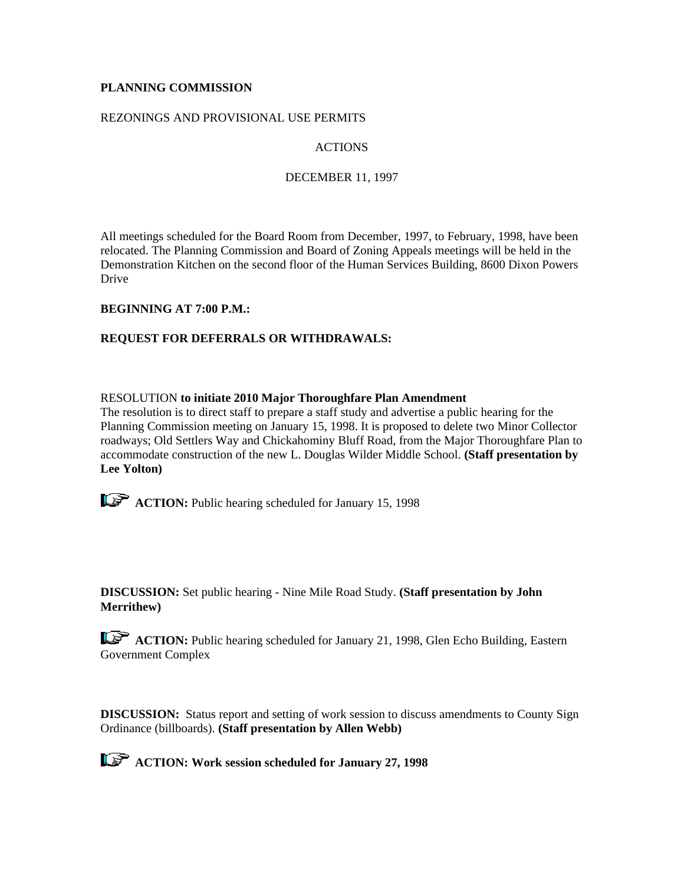**PLANNING COMMISSION**

REZONINGS AND PROVISIONAL USE PERMITS

ACTIONS

DECEMBER 11, 1997

All meetings scheduled for the Board Room from December, 1997, to February, 1998, have been relocated. The Planning Commission and Board of Zoning Appeals meetings will be held in the Demonstration Kitchen on the second floor of the Human Services Building, 8600 Dixon Powers Drive

**BEGINNING AT 7:00 P.M.:**

**REQUEST FOR DEFERRALS OR WITHDRAWALS:**

RESOLUTION **to initiate 2010 Major Thoroughfare Plan Amendment**
The resolution is to direct staff to prepare a staff study and advertise a public hearing for the Planning Commission meeting on January 15, 1998. It is proposed to delete two Minor Collector roadways; Old Settlers Way and Chickahominy Bluff Road, from the Major Thoroughfare Plan to accommodate construction of the new L. Douglas Wilder Middle School. **(Staff presentation by Lee Yolton)**

**ACTION:** Public hearing scheduled for January 15, 1998

**DISCUSSION:** Set public hearing - Nine Mile Road Study. **(Staff presentation by John Merrithew)**

**ACTION:** Public hearing scheduled for January 21, 1998, Glen Echo Building, Eastern Government Complex

**DISCUSSION:** Status report and setting of work session to discuss amendments to County Sign Ordinance (billboards). **(Staff presentation by Allen Webb)**

**ACTION: Work session scheduled for January 27, 1998**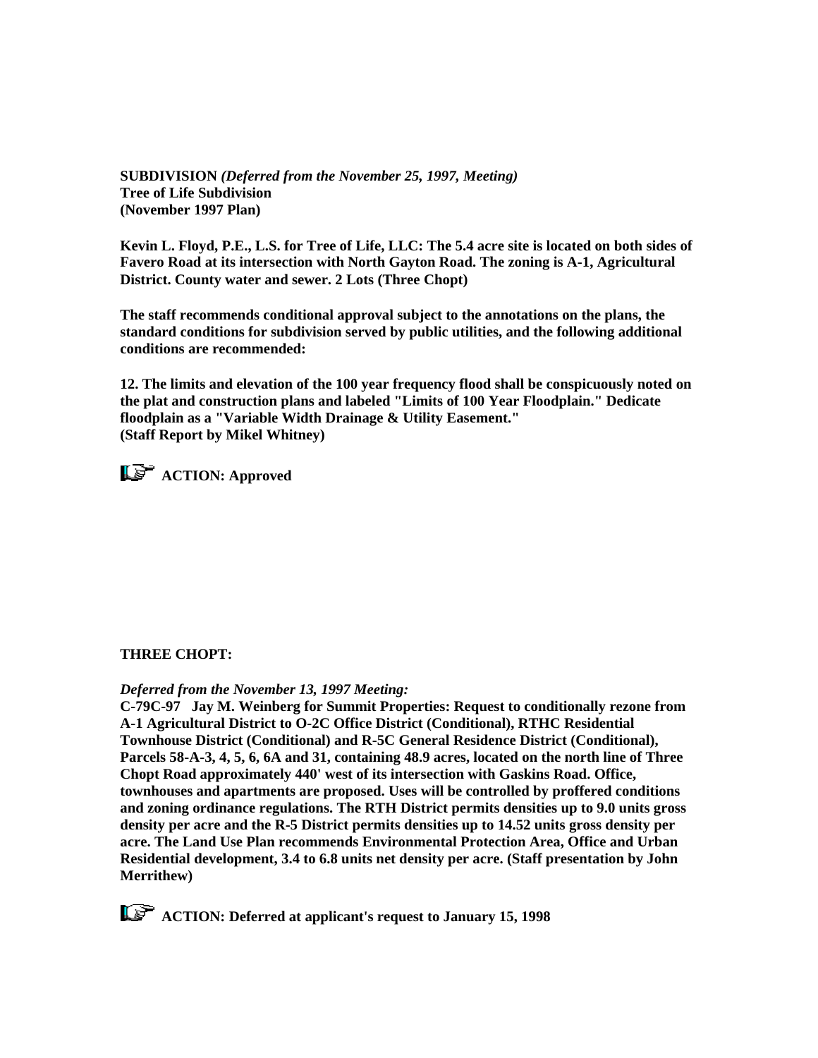**SUBDIVISION** *(Deferred from the November 25, 1997, Meeting)*
**Tree of Life Subdivision**
**(November 1997 Plan)**

**Kevin L. Floyd, P.E., L.S. for Tree of Life, LLC: The 5.4 acre site is located on both sides of Favero Road at its intersection with North Gayton Road. The zoning is A-1, Agricultural District. County water and sewer. 2 Lots (Three Chopt)**

**The staff recommends conditional approval subject to the annotations on the plans, the standard conditions for subdivision served by public utilities, and the following additional conditions are recommended:**

**12. The limits and elevation of the 100 year frequency flood shall be conspicuously noted on the plat and construction plans and labeled "Limits of 100 Year Floodplain." Dedicate floodplain as a "Variable Width Drainage & Utility Easement."**
**(Staff Report by Mikel Whitney)**

☞ **ACTION: Approved**

**THREE CHOPT:**

***Deferred from the November 13, 1997 Meeting:***
**C-79C-97 Jay M. Weinberg for Summit Properties: Request to conditionally rezone from A-1 Agricultural District to O-2C Office District (Conditional), RTHC Residential Townhouse District (Conditional) and R-5C General Residence District (Conditional), Parcels 58-A-3, 4, 5, 6, 6A and 31, containing 48.9 acres, located on the north line of Three Chopt Road approximately 440' west of its intersection with Gaskins Road. Office, townhouses and apartments are proposed. Uses will be controlled by proffered conditions and zoning ordinance regulations. The RTH District permits densities up to 9.0 units gross density per acre and the R-5 District permits densities up to 14.52 units gross density per acre. The Land Use Plan recommends Environmental Protection Area, Office and Urban Residential development, 3.4 to 6.8 units net density per acre. (Staff presentation by John Merrithew)**

☞ **ACTION: Deferred at applicant's request to January 15, 1998**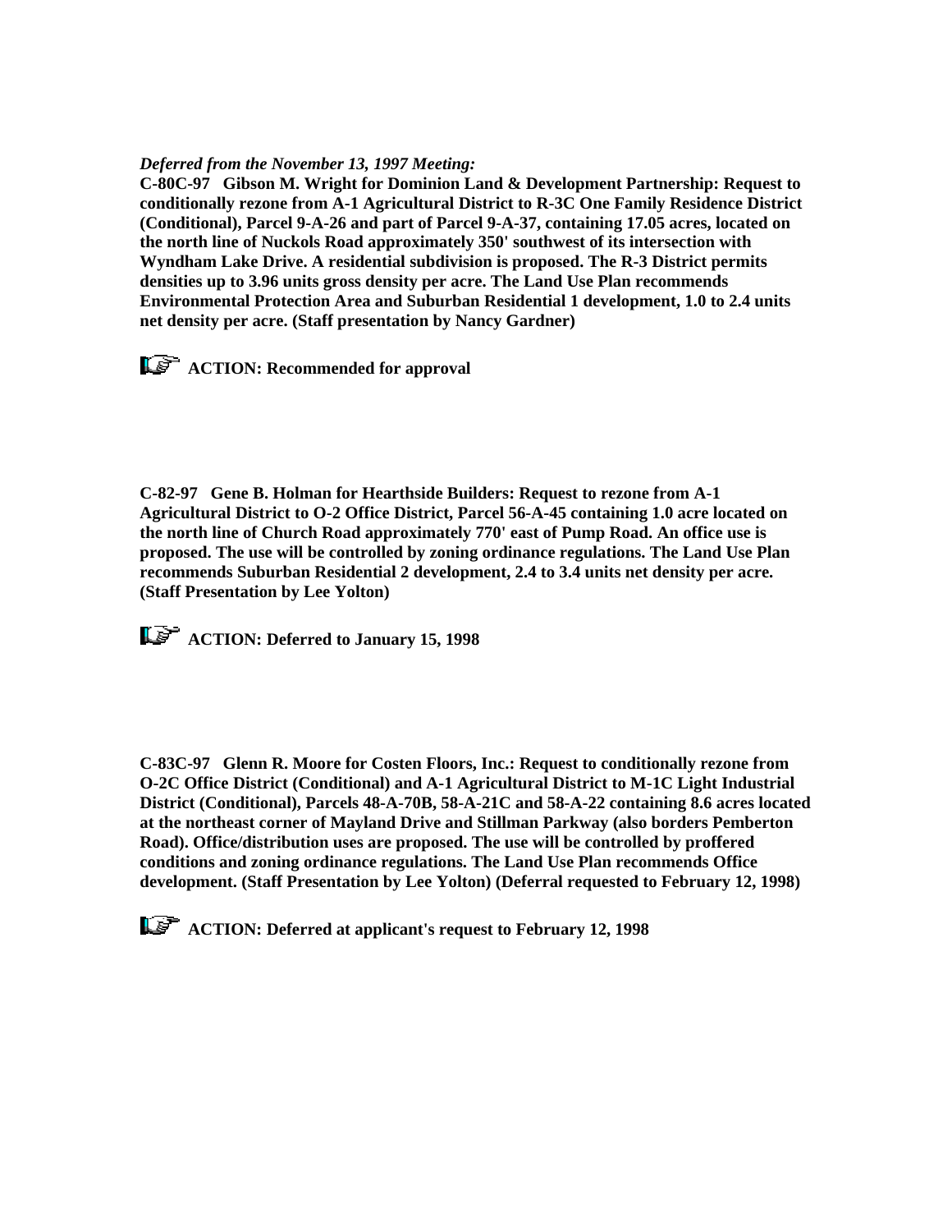*Deferred from the November 13, 1997 Meeting:*

**C-80C-97 Gibson M. Wright for Dominion Land & Development Partnership: Request to conditionally rezone from A-1 Agricultural District to R-3C One Family Residence District (Conditional), Parcel 9-A-26 and part of Parcel 9-A-37, containing 17.05 acres, located on the north line of Nuckols Road approximately 350' southwest of its intersection with Wyndham Lake Drive. A residential subdivision is proposed. The R-3 District permits densities up to 3.96 units gross density per acre. The Land Use Plan recommends Environmental Protection Area and Suburban Residential 1 development, 1.0 to 2.4 units net density per acre. (Staff presentation by Nancy Gardner)**

**ACTION: Recommended for approval**

**C-82-97 Gene B. Holman for Hearthside Builders: Request to rezone from A-1 Agricultural District to O-2 Office District, Parcel 56-A-45 containing 1.0 acre located on the north line of Church Road approximately 770' east of Pump Road. An office use is proposed. The use will be controlled by zoning ordinance regulations. The Land Use Plan recommends Suburban Residential 2 development, 2.4 to 3.4 units net density per acre. (Staff Presentation by Lee Yolton)**

**ACTION: Deferred to January 15, 1998**

**C-83C-97 Glenn R. Moore for Costen Floors, Inc.: Request to conditionally rezone from O-2C Office District (Conditional) and A-1 Agricultural District to M-1C Light Industrial District (Conditional), Parcels 48-A-70B, 58-A-21C and 58-A-22 containing 8.6 acres located at the northeast corner of Mayland Drive and Stillman Parkway (also borders Pemberton Road). Office/distribution uses are proposed. The use will be controlled by proffered conditions and zoning ordinance regulations. The Land Use Plan recommends Office development. (Staff Presentation by Lee Yolton) (Deferral requested to February 12, 1998)**

**ACTION: Deferred at applicant's request to February 12, 1998**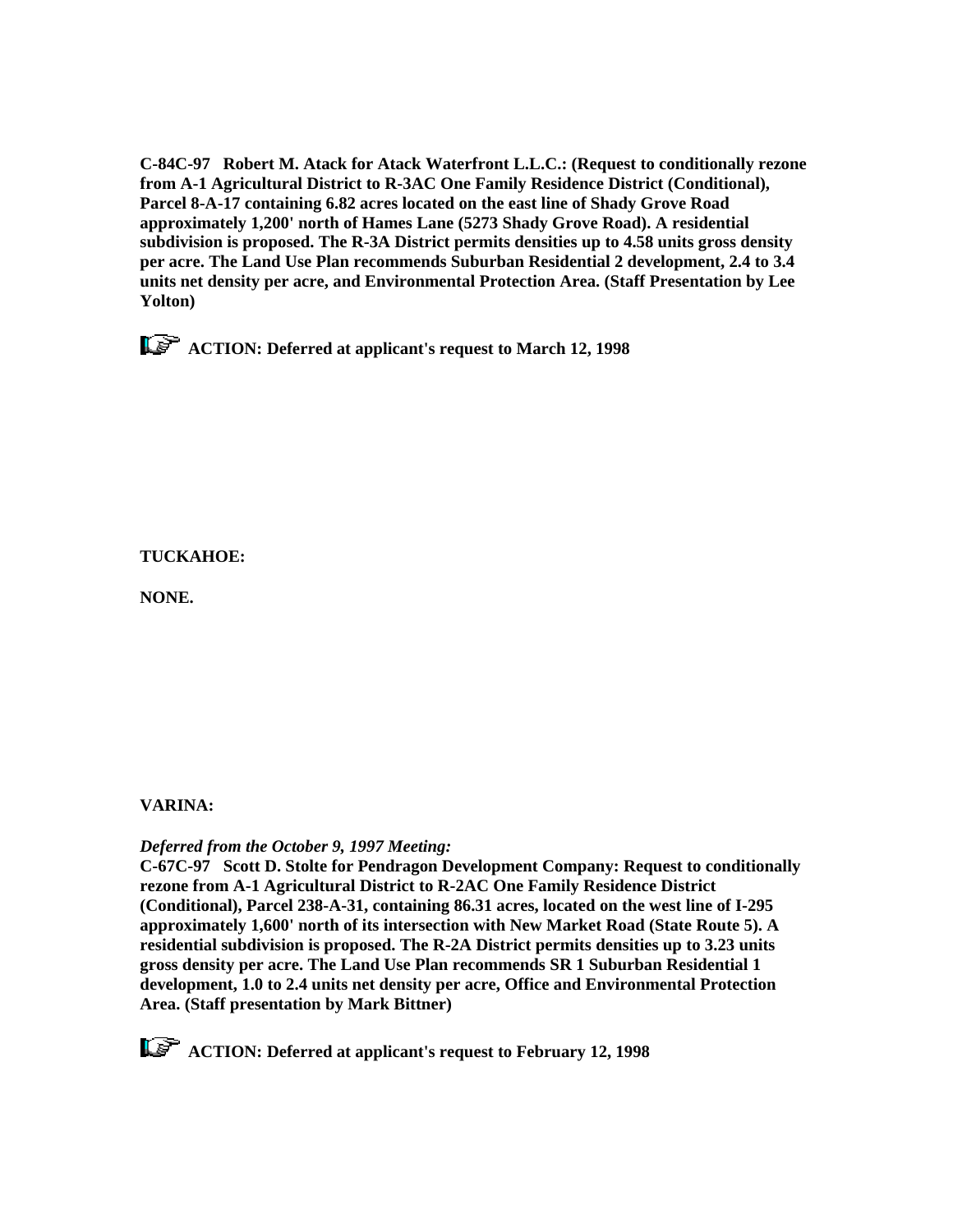**C-84C-97 Robert M. Atack for Atack Waterfront L.L.C.: (Request to conditionally rezone from A-1 Agricultural District to R-3AC One Family Residence District (Conditional), Parcel 8-A-17 containing 6.82 acres located on the east line of Shady Grove Road approximately 1,200' north of Hames Lane (5273 Shady Grove Road). A residential subdivision is proposed. The R-3A District permits densities up to 4.58 units gross density per acre. The Land Use Plan recommends Suburban Residential 2 development, 2.4 to 3.4 units net density per acre, and Environmental Protection Area. (Staff Presentation by Lee Yolton)**

**ACTION: Deferred at applicant's request to March 12, 1998**

**TUCKAHOE:**

**NONE.**

**VARINA:**

***Deferred from the October 9, 1997 Meeting:***

**C-67C-97 Scott D. Stolte for Pendragon Development Company: Request to conditionally rezone from A-1 Agricultural District to R-2AC One Family Residence District (Conditional), Parcel 238-A-31, containing 86.31 acres, located on the west line of I-295 approximately 1,600' north of its intersection with New Market Road (State Route 5). A residential subdivision is proposed. The R-2A District permits densities up to 3.23 units gross density per acre. The Land Use Plan recommends SR 1 Suburban Residential 1 development, 1.0 to 2.4 units net density per acre, Office and Environmental Protection Area. (Staff presentation by Mark Bittner)**

**ACTION: Deferred at applicant's request to February 12, 1998**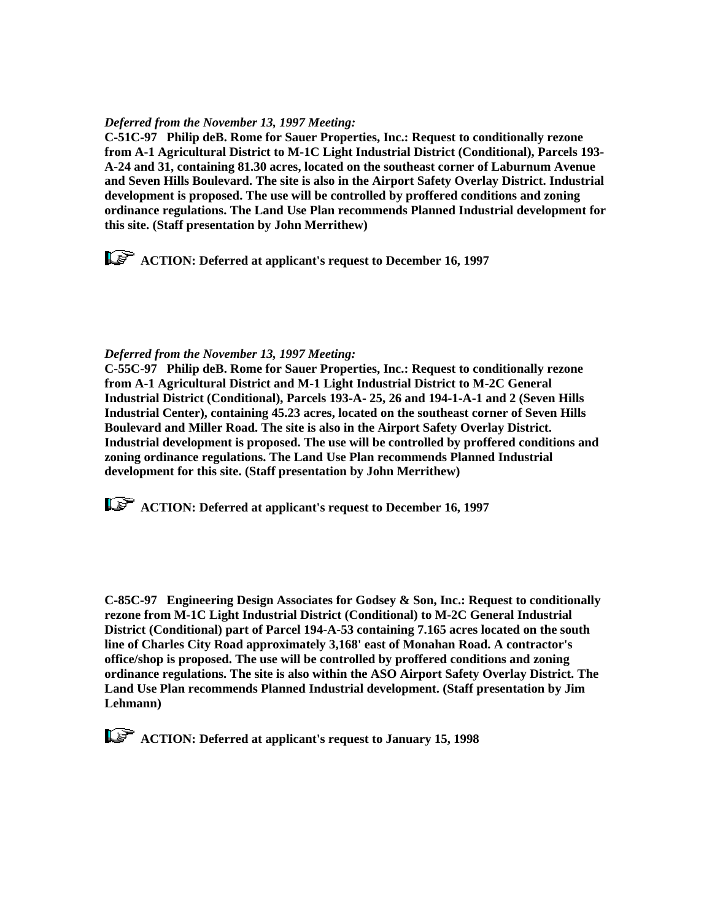*Deferred from the November 13, 1997 Meeting:*

**C-51C-97   Philip deB. Rome for Sauer Properties, Inc.: Request to conditionally rezone from A-1 Agricultural District to M-1C Light Industrial District (Conditional), Parcels 193-A-24 and 31, containing 81.30 acres, located on the southeast corner of Laburnum Avenue and Seven Hills Boulevard. The site is also in the Airport Safety Overlay District. Industrial development is proposed. The use will be controlled by proffered conditions and zoning ordinance regulations. The Land Use Plan recommends Planned Industrial development for this site. (Staff presentation by John Merrithew)**

**ACTION: Deferred at applicant's request to December 16, 1997**

*Deferred from the November 13, 1997 Meeting:*

**C-55C-97   Philip deB. Rome for Sauer Properties, Inc.: Request to conditionally rezone from A-1 Agricultural District and M-1 Light Industrial District to M-2C General Industrial District (Conditional), Parcels 193-A- 25, 26 and 194-1-A-1 and 2 (Seven Hills Industrial Center), containing 45.23 acres, located on the southeast corner of Seven Hills Boulevard and Miller Road. The site is also in the Airport Safety Overlay District. Industrial development is proposed. The use will be controlled by proffered conditions and zoning ordinance regulations. The Land Use Plan recommends Planned Industrial development for this site. (Staff presentation by John Merrithew)**

**ACTION: Deferred at applicant's request to December 16, 1997**

**C-85C-97   Engineering Design Associates for Godsey & Son, Inc.: Request to conditionally rezone from M-1C Light Industrial District (Conditional) to M-2C General Industrial District (Conditional) part of Parcel 194-A-53 containing 7.165 acres located on the south line of Charles City Road approximately 3,168' east of Monahan Road. A contractor's office/shop is proposed. The use will be controlled by proffered conditions and zoning ordinance regulations. The site is also within the ASO Airport Safety Overlay District. The Land Use Plan recommends Planned Industrial development. (Staff presentation by Jim Lehmann)**

**ACTION: Deferred at applicant's request to January 15, 1998**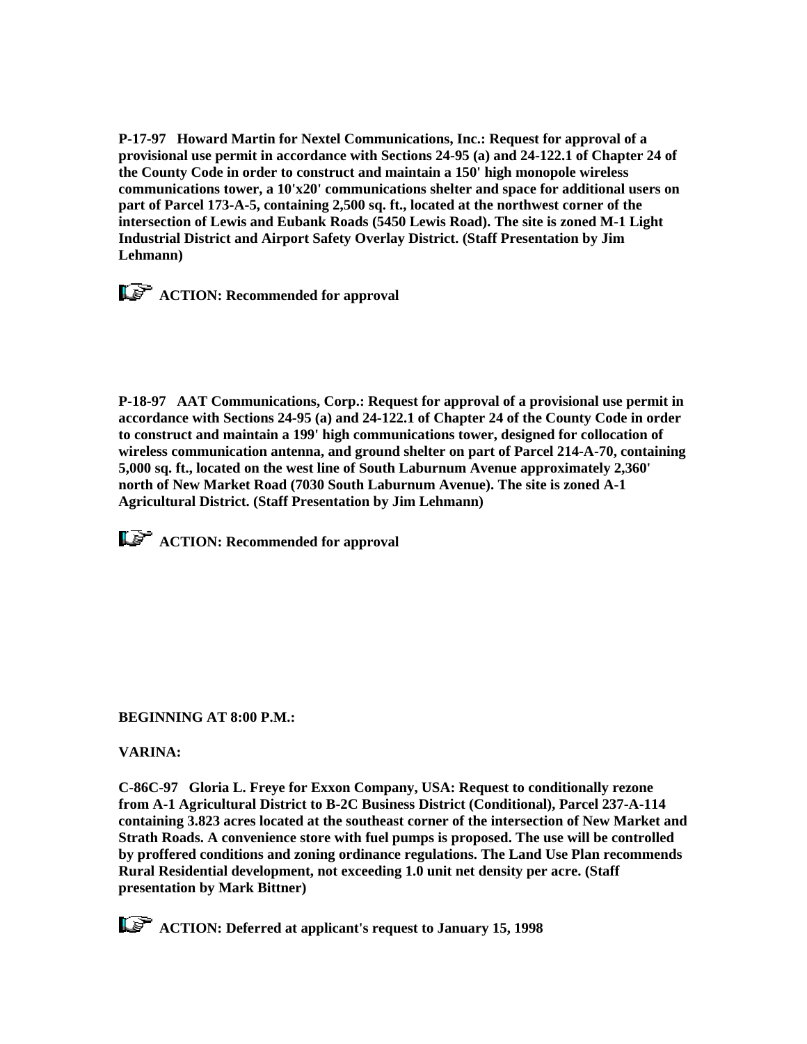**P-17-97 Howard Martin for Nextel Communications, Inc.: Request for approval of a provisional use permit in accordance with Sections 24-95 (a) and 24-122.1 of Chapter 24 of the County Code in order to construct and maintain a 150' high monopole wireless communications tower, a 10'x20' communications shelter and space for additional users on part of Parcel 173-A-5, containing 2,500 sq. ft., located at the northwest corner of the intersection of Lewis and Eubank Roads (5450 Lewis Road). The site is zoned M-1 Light Industrial District and Airport Safety Overlay District. (Staff Presentation by Jim Lehmann)**

**ACTION: Recommended for approval**

**P-18-97 AAT Communications, Corp.: Request for approval of a provisional use permit in accordance with Sections 24-95 (a) and 24-122.1 of Chapter 24 of the County Code in order to construct and maintain a 199' high communications tower, designed for collocation of wireless communication antenna, and ground shelter on part of Parcel 214-A-70, containing 5,000 sq. ft., located on the west line of South Laburnum Avenue approximately 2,360' north of New Market Road (7030 South Laburnum Avenue). The site is zoned A-1 Agricultural District. (Staff Presentation by Jim Lehmann)**

**ACTION: Recommended for approval**

**BEGINNING AT 8:00 P.M.:**

**VARINA:**

**C-86C-97 Gloria L. Freye for Exxon Company, USA: Request to conditionally rezone from A-1 Agricultural District to B-2C Business District (Conditional), Parcel 237-A-114 containing 3.823 acres located at the southeast corner of the intersection of New Market and Strath Roads. A convenience store with fuel pumps is proposed. The use will be controlled by proffered conditions and zoning ordinance regulations. The Land Use Plan recommends Rural Residential development, not exceeding 1.0 unit net density per acre. (Staff presentation by Mark Bittner)**

**ACTION: Deferred at applicant's request to January 15, 1998**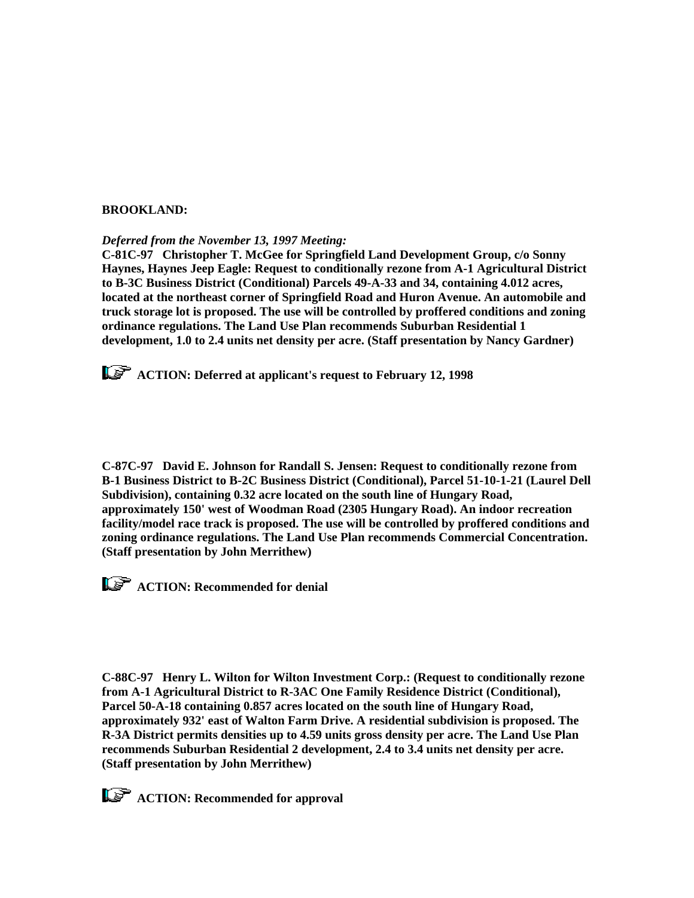**BROOKLAND:**

***Deferred from the November 13, 1997 Meeting:***

**C-81C-97 Christopher T. McGee for Springfield Land Development Group, c/o Sonny Haynes, Haynes Jeep Eagle: Request to conditionally rezone from A-1 Agricultural District to B-3C Business District (Conditional) Parcels 49-A-33 and 34, containing 4.012 acres, located at the northeast corner of Springfield Road and Huron Avenue. An automobile and truck storage lot is proposed. The use will be controlled by proffered conditions and zoning ordinance regulations. The Land Use Plan recommends Suburban Residential 1 development, 1.0 to 2.4 units net density per acre. (Staff presentation by Nancy Gardner)**

**ACTION: Deferred at applicant's request to February 12, 1998**

**C-87C-97 David E. Johnson for Randall S. Jensen: Request to conditionally rezone from B-1 Business District to B-2C Business District (Conditional), Parcel 51-10-1-21 (Laurel Dell Subdivision), containing 0.32 acre located on the south line of Hungary Road, approximately 150' west of Woodman Road (2305 Hungary Road). An indoor recreation facility/model race track is proposed. The use will be controlled by proffered conditions and zoning ordinance regulations. The Land Use Plan recommends Commercial Concentration. (Staff presentation by John Merrithew)**

**ACTION: Recommended for denial**

**C-88C-97 Henry L. Wilton for Wilton Investment Corp.: (Request to conditionally rezone from A-1 Agricultural District to R-3AC One Family Residence District (Conditional), Parcel 50-A-18 containing 0.857 acres located on the south line of Hungary Road, approximately 932' east of Walton Farm Drive. A residential subdivision is proposed. The R-3A District permits densities up to 4.59 units gross density per acre. The Land Use Plan recommends Suburban Residential 2 development, 2.4 to 3.4 units net density per acre. (Staff presentation by John Merrithew)**

**ACTION: Recommended for approval**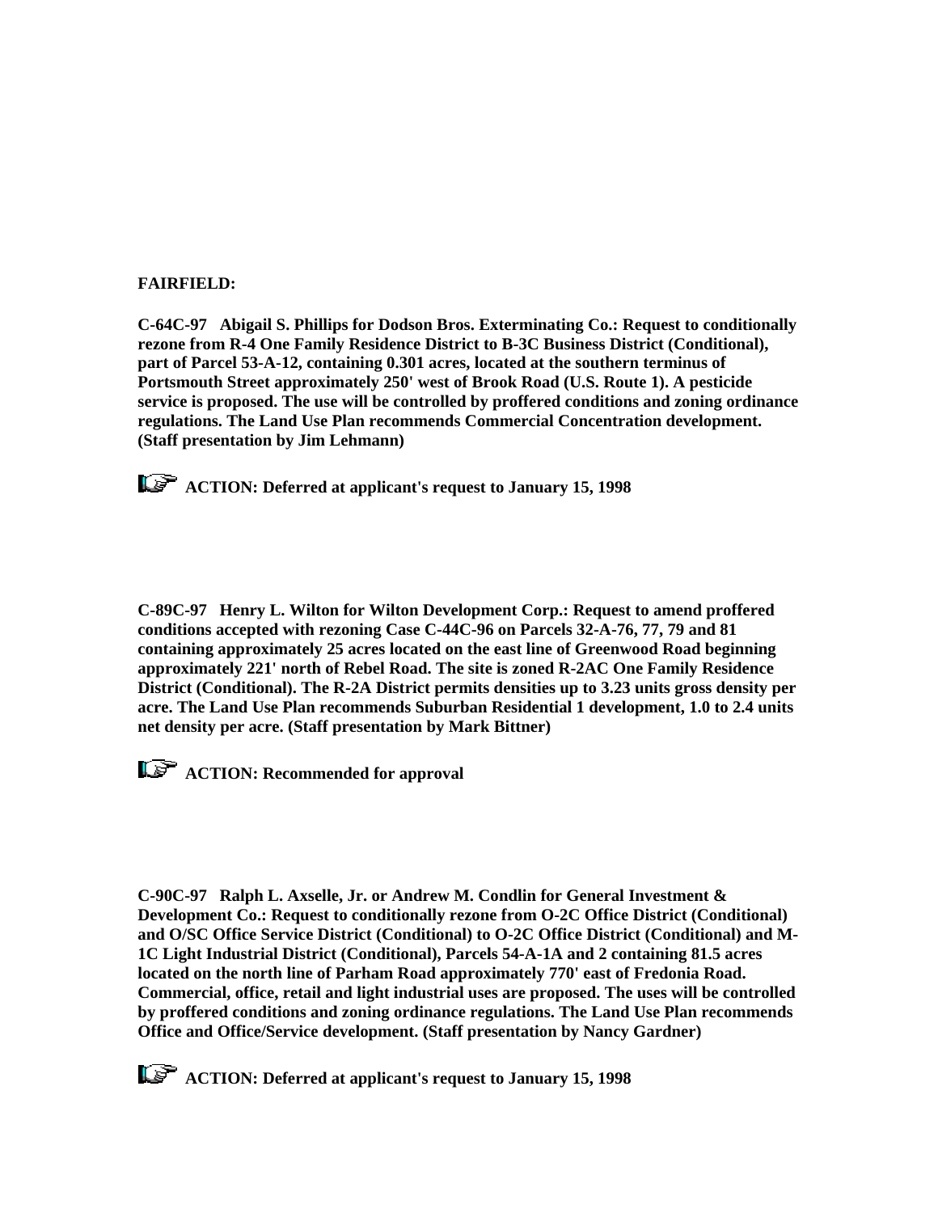**FAIRFIELD:**

**C-64C-97 Abigail S. Phillips for Dodson Bros. Exterminating Co.: Request to conditionally rezone from R-4 One Family Residence District to B-3C Business District (Conditional), part of Parcel 53-A-12, containing 0.301 acres, located at the southern terminus of Portsmouth Street approximately 250' west of Brook Road (U.S. Route 1). A pesticide service is proposed. The use will be controlled by proffered conditions and zoning ordinance regulations. The Land Use Plan recommends Commercial Concentration development. (Staff presentation by Jim Lehmann)**

☞ **ACTION: Deferred at applicant's request to January 15, 1998**

**C-89C-97 Henry L. Wilton for Wilton Development Corp.: Request to amend proffered conditions accepted with rezoning Case C-44C-96 on Parcels 32-A-76, 77, 79 and 81 containing approximately 25 acres located on the east line of Greenwood Road beginning approximately 221' north of Rebel Road. The site is zoned R-2AC One Family Residence District (Conditional). The R-2A District permits densities up to 3.23 units gross density per acre. The Land Use Plan recommends Suburban Residential 1 development, 1.0 to 2.4 units net density per acre. (Staff presentation by Mark Bittner)**

☞ **ACTION: Recommended for approval**

**C-90C-97 Ralph L. Axselle, Jr. or Andrew M. Condlin for General Investment & Development Co.: Request to conditionally rezone from O-2C Office District (Conditional) and O/SC Office Service District (Conditional) to O-2C Office District (Conditional) and M-1C Light Industrial District (Conditional), Parcels 54-A-1A and 2 containing 81.5 acres located on the north line of Parham Road approximately 770' east of Fredonia Road. Commercial, office, retail and light industrial uses are proposed. The uses will be controlled by proffered conditions and zoning ordinance regulations. The Land Use Plan recommends Office and Office/Service development. (Staff presentation by Nancy Gardner)**

☞ **ACTION: Deferred at applicant's request to January 15, 1998**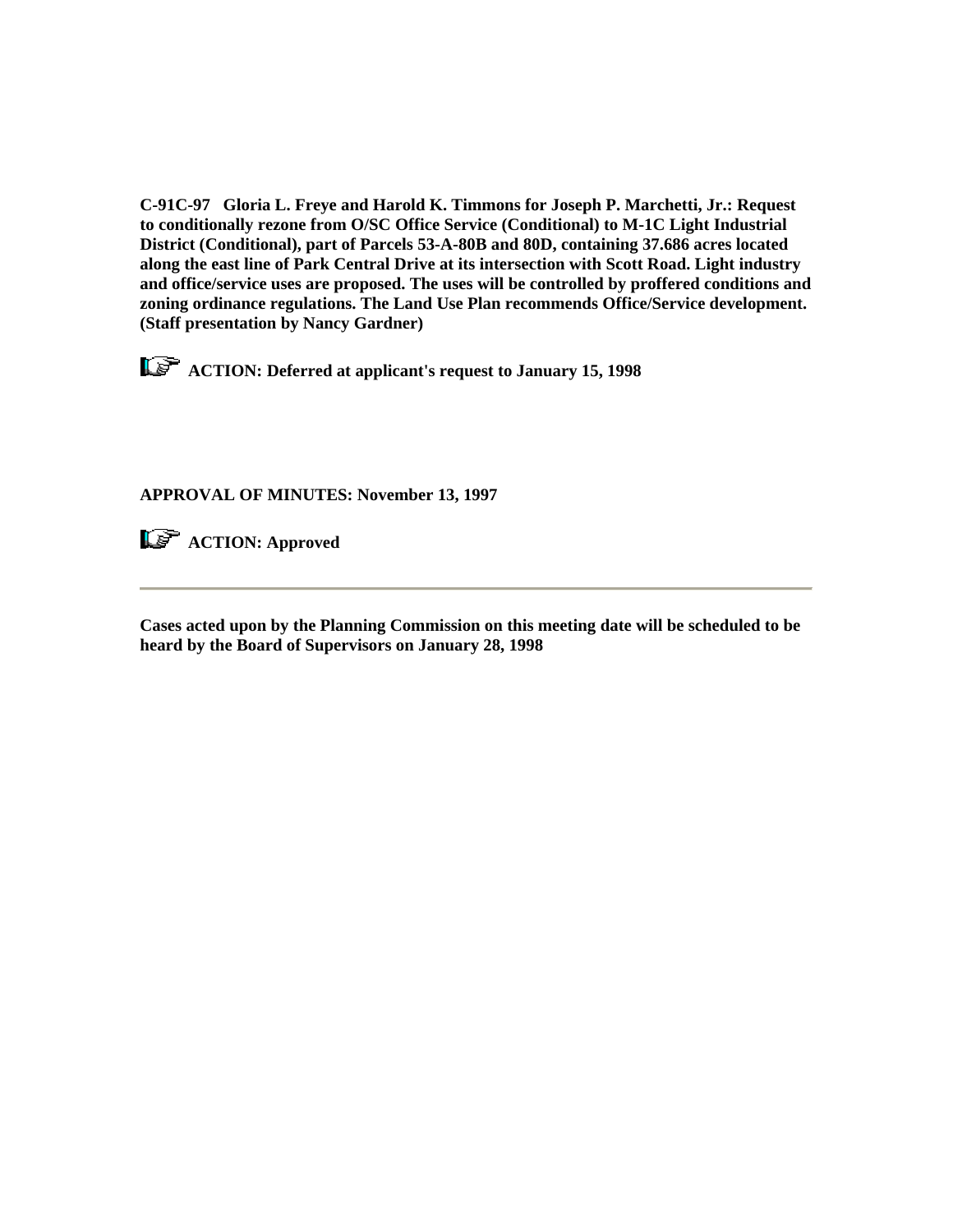**C-91C-97   Gloria L. Freye and Harold K. Timmons for Joseph P. Marchetti, Jr.: Request to conditionally rezone from O/SC Office Service (Conditional) to M-1C Light Industrial District (Conditional), part of Parcels 53-A-80B and 80D, containing 37.686 acres located along the east line of Park Central Drive at its intersection with Scott Road. Light industry and office/service uses are proposed. The uses will be controlled by proffered conditions and zoning ordinance regulations. The Land Use Plan recommends Office/Service development. (Staff presentation by Nancy Gardner)**

**ACTION: Deferred at applicant's request to January 15, 1998**

**APPROVAL OF MINUTES: November 13, 1997**

**ACTION: Approved**

---

**Cases acted upon by the Planning Commission on this meeting date will be scheduled to be heard by the Board of Supervisors on January 28, 1998**